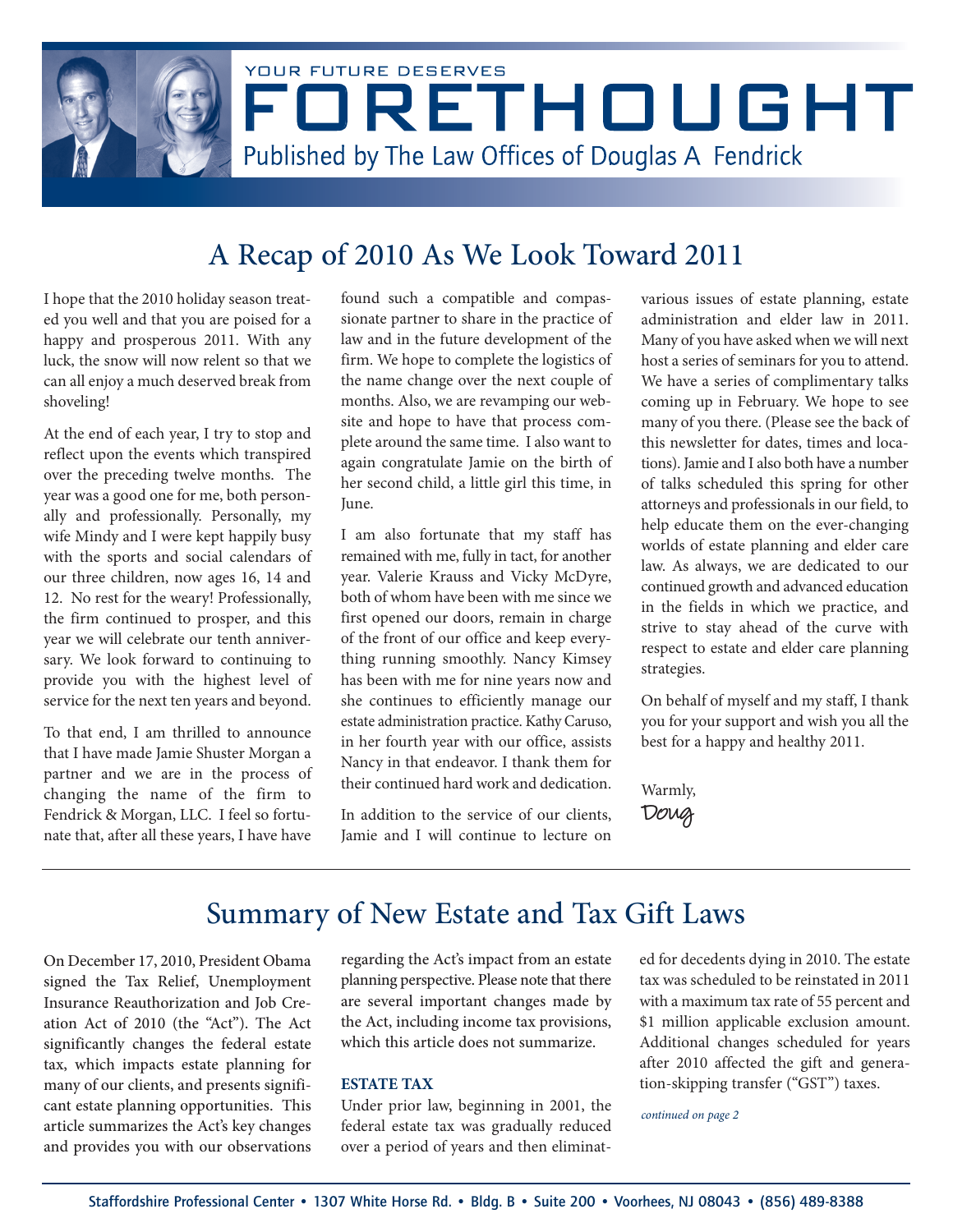YOUR FUTURE DESERVES

# FORETHOUGHT

Published by The Law Offices of Douglas A Fendrick

## A Recap of 2010 As We Look Toward 2011

I hope that the 2010 holiday season treated you well and that you are poised for a happy and prosperous 2011. With any luck, the snow will now relent so that we can all enjoy a much deserved break from shoveling!

At the end of each year, I try to stop and reflect upon the events which transpired over the preceding twelve months. The year was a good one for me, both personally and professionally. Personally, my wife Mindy and I were kept happily busy with the sports and social calendars of our three children, now ages 16, 14 and 12. No rest for the weary! Professionally, the firm continued to prosper, and this year we will celebrate our tenth anniversary. We look forward to continuing to provide you with the highest level of service for the next ten years and beyond.

To that end, I am thrilled to announce that I have made Jamie Shuster Morgan a partner and we are in the process of changing the name of the firm to Fendrick & Morgan, LLC. I feel so fortunate that, after all these years, I have have found such a compatible and compassionate partner to share in the practice of law and in the future development of the firm. We hope to complete the logistics of the name change over the next couple of months. Also, we are revamping our website and hope to have that process complete around the same time. I also want to again congratulate Jamie on the birth of her second child, a little girl this time, in June.

I am also fortunate that my staff has remained with me, fully in tact, for another year. Valerie Krauss and Vicky McDyre, both of whom have been with me since we first opened our doors, remain in charge of the front of our office and keep everything running smoothly. Nancy Kimsey has been with me for nine years now and she continues to efficiently manage our estate administration practice. Kathy Caruso, in her fourth year with our office, assists Nancy in that endeavor. I thank them for their continued hard work and dedication.

In addition to the service of our clients, Jamie and I will continue to lecture on various issues of estate planning, estate administration and elder law in 2011. Many of you have asked when we will next host a series of seminars for you to attend. We have a series of complimentary talks coming up in February. We hope to see many of you there. (Please see the back of this newsletter for dates, times and locations). Jamie and I also both have a number of talks scheduled this spring for other attorneys and professionals in our field, to help educate them on the ever-changing worlds of estate planning and elder care law. As always, we are dedicated to our continued growth and advanced education in the fields in which we practice, and strive to stay ahead of the curve with respect to estate and elder care planning strategies.

On behalf of myself and my staff, I thank you for your support and wish you all the best for a happy and healthy 2011.

Warmly,

Doug

## Summary of New Estate and Tax Gift Laws

On December 17, 2010, President Obama signed the Tax Relief, Unemployment Insurance Reauthorization and Job Creation Act of 2010 (the "Act"). The Act significantly changes the federal estate tax, which impacts estate planning for many of our clients, and presents significant estate planning opportunities. This article summarizes the Act's key changes and provides you with our observations regarding the Act's impact from an estate planning perspective. Please note that there are several important changes made by the Act, including income tax provisions, which this article does not summarize.

### ESTATE TAX

Under prior law, beginning in 2001, the federal estate tax was gradually reduced over a period of years and then eliminated for decedents dying in 2010. The estate tax was scheduled to be reinstated in 2011 with a maximum tax rate of 55 percent and $1 million applicable exclusion amount. Additional changes scheduled for years after 2010 affected the gift and generation-skipping transfer ("GST") taxes.

*continued on page 2*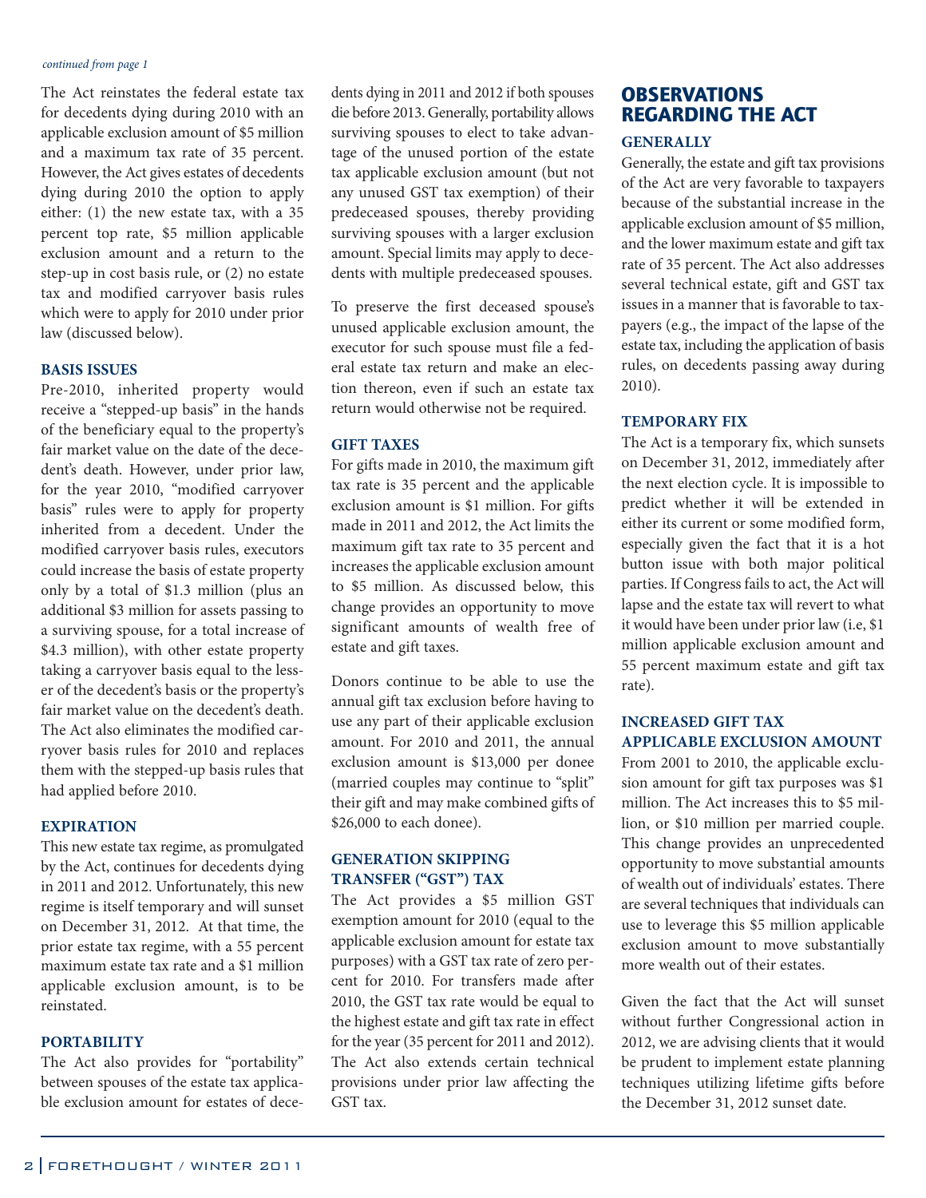*continued from page 1*

The Act reinstates the federal estate tax for decedents dying during 2010 with an applicable exclusion amount of $5 million and a maximum tax rate of 35 percent. However, the Act gives estates of decedents dying during 2010 the option to apply either: (1) the new estate tax, with a 35 percent top rate, $5 million applicable exclusion amount and a return to the step-up in cost basis rule, or (2) no estate tax and modified carryover basis rules which were to apply for 2010 under prior law (discussed below).

### BASIS ISSUES

Pre-2010, inherited property would receive a "stepped-up basis" in the hands of the beneficiary equal to the property's fair market value on the date of the decedent's death. However, under prior law, for the year 2010, "modified carryover basis" rules were to apply for property inherited from a decedent. Under the modified carryover basis rules, executors could increase the basis of estate property only by a total of $1.3 million (plus an additional $3 million for assets passing to a surviving spouse, for a total increase of $4.3 million), with other estate property taking a carryover basis equal to the lesser of the decedent's basis or the property's fair market value on the decedent's death. The Act also eliminates the modified carryover basis rules for 2010 and replaces them with the stepped-up basis rules that had applied before 2010.

### EXPIRATION

This new estate tax regime, as promulgated by the Act, continues for decedents dying in 2011 and 2012. Unfortunately, this new regime is itself temporary and will sunset on December 31, 2012. At that time, the prior estate tax regime, with a 55 percent maximum estate tax rate and a $1 million applicable exclusion amount, is to be reinstated.

### PORTABILITY

The Act also provides for "portability" between spouses of the estate tax applicable exclusion amount for estates of decedents dying in 2011 and 2012 if both spouses die before 2013. Generally, portability allows surviving spouses to elect to take advantage of the unused portion of the estate tax applicable exclusion amount (but not any unused GST tax exemption) of their predeceased spouses, thereby providing surviving spouses with a larger exclusion amount. Special limits may apply to decedents with multiple predeceased spouses.

To preserve the first deceased spouse's unused applicable exclusion amount, the executor for such spouse must file a federal estate tax return and make an election thereon, even if such an estate tax return would otherwise not be required.

### GIFT TAXES

For gifts made in 2010, the maximum gift tax rate is 35 percent and the applicable exclusion amount is $1 million. For gifts made in 2011 and 2012, the Act limits the maximum gift tax rate to 35 percent and increases the applicable exclusion amount to $5 million. As discussed below, this change provides an opportunity to move significant amounts of wealth free of estate and gift taxes.

Donors continue to be able to use the annual gift tax exclusion before having to use any part of their applicable exclusion amount. For 2010 and 2011, the annual exclusion amount is $13,000 per donee (married couples may continue to "split" their gift and may make combined gifts of $26,000 to each donee).

### GENERATION SKIPPING TRANSFER ("GST") TAX

The Act provides a $5 million GST exemption amount for 2010 (equal to the applicable exclusion amount for estate tax purposes) with a GST tax rate of zero percent for 2010. For transfers made after 2010, the GST tax rate would be equal to the highest estate and gift tax rate in effect for the year (35 percent for 2011 and 2012). The Act also extends certain technical provisions under prior law affecting the GST tax.

## OBSERVATIONS REGARDING THE ACT

### GENERALLY

Generally, the estate and gift tax provisions of the Act are very favorable to taxpayers because of the substantial increase in the applicable exclusion amount of $5 million, and the lower maximum estate and gift tax rate of 35 percent. The Act also addresses several technical estate, gift and GST tax issues in a manner that is favorable to taxpayers (e.g., the impact of the lapse of the estate tax, including the application of basis rules, on decedents passing away during 2010).

### TEMPORARY FIX

The Act is a temporary fix, which sunsets on December 31, 2012, immediately after the next election cycle. It is impossible to predict whether it will be extended in either its current or some modified form, especially given the fact that it is a hot button issue with both major political parties. If Congress fails to act, the Act will lapse and the estate tax will revert to what it would have been under prior law (i.e, $1 million applicable exclusion amount and 55 percent maximum estate and gift tax rate).

### INCREASED GIFT TAX APPLICABLE EXCLUSION AMOUNT

From 2001 to 2010, the applicable exclusion amount for gift tax purposes was $1 million. The Act increases this to $5 million, or $10 million per married couple. This change provides an unprecedented opportunity to move substantial amounts of wealth out of individuals' estates. There are several techniques that individuals can use to leverage this $5 million applicable exclusion amount to move substantially more wealth out of their estates.

Given the fact that the Act will sunset without further Congressional action in 2012, we are advising clients that it would be prudent to implement estate planning techniques utilizing lifetime gifts before the December 31, 2012 sunset date.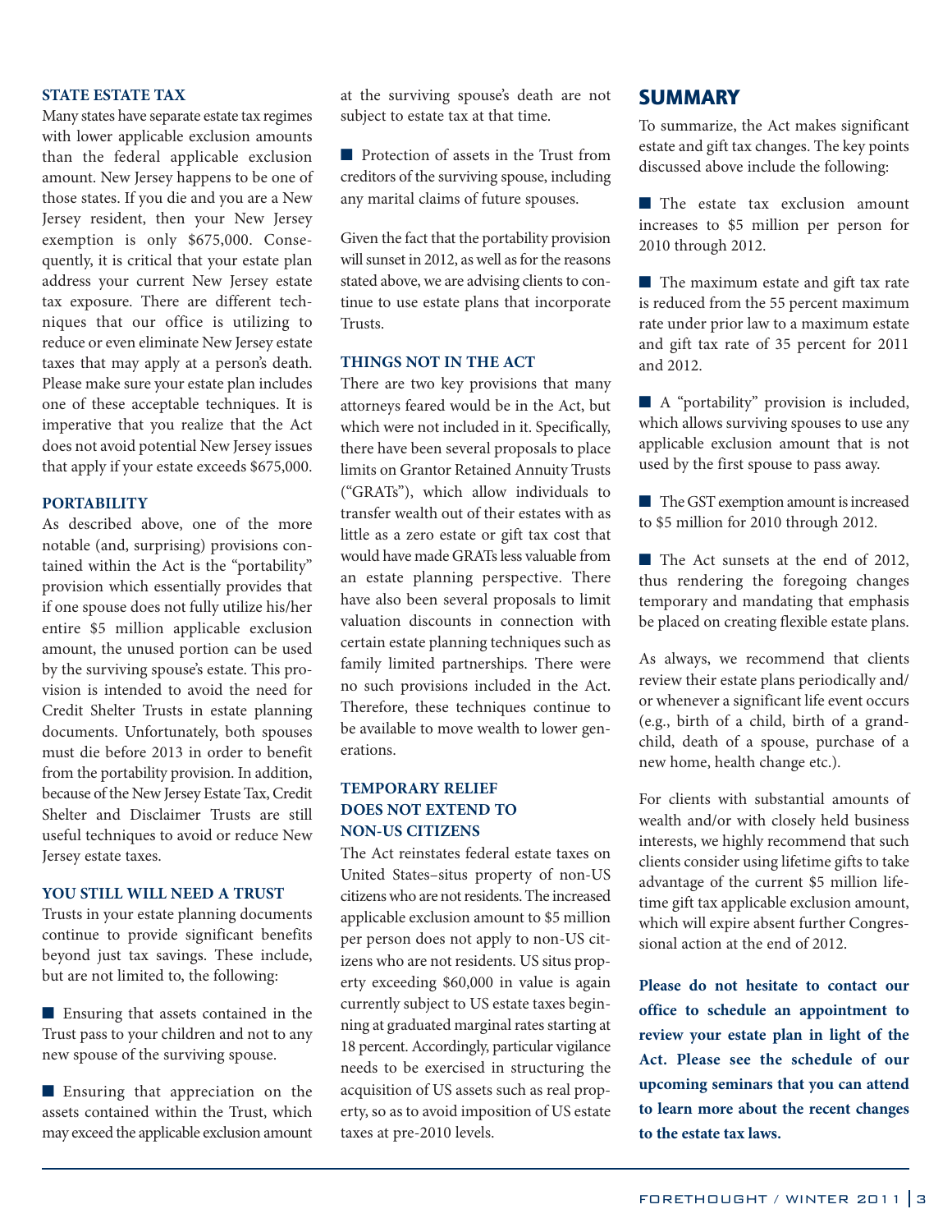### STATE ESTATE TAX

Many states have separate estate tax regimes with lower applicable exclusion amounts than the federal applicable exclusion amount. New Jersey happens to be one of those states. If you die and you are a New Jersey resident, then your New Jersey exemption is only $675,000. Consequently, it is critical that your estate plan address your current New Jersey estate tax exposure. There are different techniques that our office is utilizing to reduce or even eliminate New Jersey estate taxes that may apply at a person's death. Please make sure your estate plan includes one of these acceptable techniques. It is imperative that you realize that the Act does not avoid potential New Jersey issues that apply if your estate exceeds $675,000.

### PORTABILITY

As described above, one of the more notable (and, surprising) provisions contained within the Act is the "portability" provision which essentially provides that if one spouse does not fully utilize his/her entire $5 million applicable exclusion amount, the unused portion can be used by the surviving spouse's estate. This provision is intended to avoid the need for Credit Shelter Trusts in estate planning documents. Unfortunately, both spouses must die before 2013 in order to benefit from the portability provision. In addition, because of the New Jersey Estate Tax, Credit Shelter and Disclaimer Trusts are still useful techniques to avoid or reduce New Jersey estate taxes.

### YOU STILL WILL NEED A TRUST

Trusts in your estate planning documents continue to provide significant benefits beyond just tax savings. These include, but are not limited to, the following:

- Ensuring that assets contained in the Trust pass to your children and not to any new spouse of the surviving spouse.
- Ensuring that appreciation on the assets contained within the Trust, which may exceed the applicable exclusion amount at the surviving spouse's death are not subject to estate tax at that time.
- Protection of assets in the Trust from creditors of the surviving spouse, including any marital claims of future spouses.

Given the fact that the portability provision will sunset in 2012, as well as for the reasons stated above, we are advising clients to continue to use estate plans that incorporate Trusts.

### THINGS NOT IN THE ACT

There are two key provisions that many attorneys feared would be in the Act, but which were not included in it. Specifically, there have been several proposals to place limits on Grantor Retained Annuity Trusts ("GRATs"), which allow individuals to transfer wealth out of their estates with as little as a zero estate or gift tax cost that would have made GRATs less valuable from an estate planning perspective. There have also been several proposals to limit valuation discounts in connection with certain estate planning techniques such as family limited partnerships. There were no such provisions included in the Act. Therefore, these techniques continue to be available to move wealth to lower generations.

### TEMPORARY RELIEF DOES NOT EXTEND TO NON-US CITIZENS

The Act reinstates federal estate taxes on United States–situs property of non-US citizens who are not residents. The increased applicable exclusion amount to $5 million per person does not apply to non-US citizens who are not residents. US situs property exceeding $60,000 in value is again currently subject to US estate taxes beginning at graduated marginal rates starting at 18 percent. Accordingly, particular vigilance needs to be exercised in structuring the acquisition of US assets such as real property, so as to avoid imposition of US estate taxes at pre-2010 levels.

## SUMMARY

To summarize, the Act makes significant estate and gift tax changes. The key points discussed above include the following:

- The estate tax exclusion amount increases to $5 million per person for 2010 through 2012.
- The maximum estate and gift tax rate is reduced from the 55 percent maximum rate under prior law to a maximum estate and gift tax rate of 35 percent for 2011 and 2012.
- A "portability" provision is included, which allows surviving spouses to use any applicable exclusion amount that is not used by the first spouse to pass away.
- The GST exemption amount is increased to $5 million for 2010 through 2012.
- The Act sunsets at the end of 2012, thus rendering the foregoing changes temporary and mandating that emphasis be placed on creating flexible estate plans.

As always, we recommend that clients review their estate plans periodically and/or whenever a significant life event occurs (e.g., birth of a child, birth of a grandchild, death of a spouse, purchase of a new home, health change etc.).

For clients with substantial amounts of wealth and/or with closely held business interests, we highly recommend that such clients consider using lifetime gifts to take advantage of the current $5 million lifetime gift tax applicable exclusion amount, which will expire absent further Congressional action at the end of 2012.

**Please do not hesitate to contact our office to schedule an appointment to review your estate plan in light of the Act. Please see the schedule of our upcoming seminars that you can attend to learn more about the recent changes to the estate tax laws.**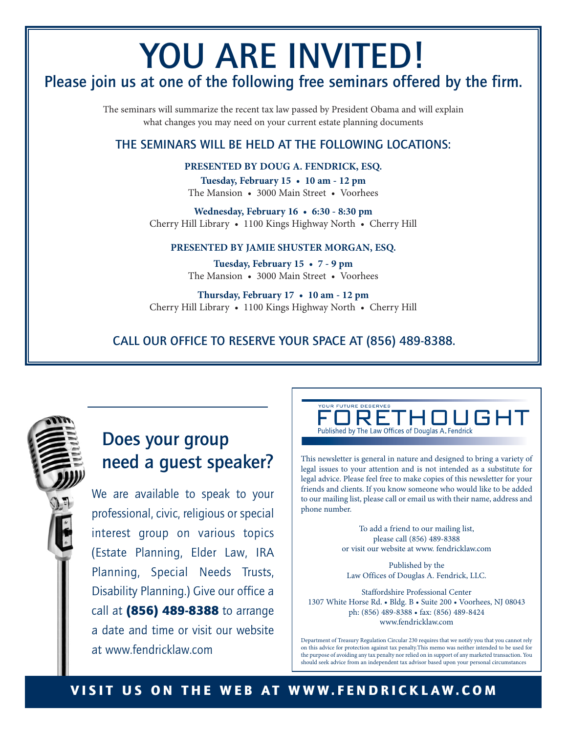# YOU ARE INVITED!

## Please join us at one of the following free seminars offered by the firm.

The seminars will summarize the recent tax law passed by President Obama and will explain what changes you may need on your current estate planning documents

### THE SEMINARS WILL BE HELD AT THE FOLLOWING LOCATIONS:

**PRESENTED BY DOUG A. FENDRICK, ESQ.**

**Tuesday, February 15 • 10 am - 12 pm**
The Mansion • 3000 Main Street • Voorhees

**Wednesday, February 16 • 6:30 - 8:30 pm**
Cherry Hill Library • 1100 Kings Highway North • Cherry Hill

**PRESENTED BY JAMIE SHUSTER MORGAN, ESQ.**

**Tuesday, February 15 • 7 - 9 pm**
The Mansion • 3000 Main Street • Voorhees

**Thursday, February 17 • 10 am - 12 pm**
Cherry Hill Library • 1100 Kings Highway North • Cherry Hill

### CALL OUR OFFICE TO RESERVE YOUR SPACE AT (856) 489-8388.

## Does your group need a guest speaker?

We are available to speak to your professional, civic, religious or special interest group on various topics (Estate Planning, Elder Law, IRA Planning, Special Needs Trusts, Disability Planning.) Give our office a call at **(856) 489-8388** to arrange a date and time or visit our website at www.fendricklaw.com

YOUR FUTURE DESERVES

## FORETHOUGHT

Published by The Law Offices of Douglas A. Fendrick

This newsletter is general in nature and designed to bring a variety of legal issues to your attention and is not intended as a substitute for legal advice. Please feel free to make copies of this newsletter for your friends and clients. If you know someone who would like to be added to our mailing list, please call or email us with their name, address and phone number.

To add a friend to our mailing list, please call (856) 489-8388 or visit our website at www. fendricklaw.com

Published by the Law Offices of Douglas A. Fendrick, LLC.

Staffordshire Professional Center
1307 White Horse Rd. • Bldg. B • Suite 200 • Voorhees, NJ 08043
ph: (856) 489-8388 • fax: (856) 489-8424
www.fendricklaw.com

Department of Treasury Regulation Circular 230 requires that we notify you that you cannot rely on this advice for protection against tax penalty.This memo was neither intended to be used for the purpose of avoiding any tax penalty nor relied on in support of any marketed transaction. You should seek advice from an independent tax advisor based upon your personal circumstances

**VISIT US ON THE WEB AT WWW.FENDRICKLAW.COM**